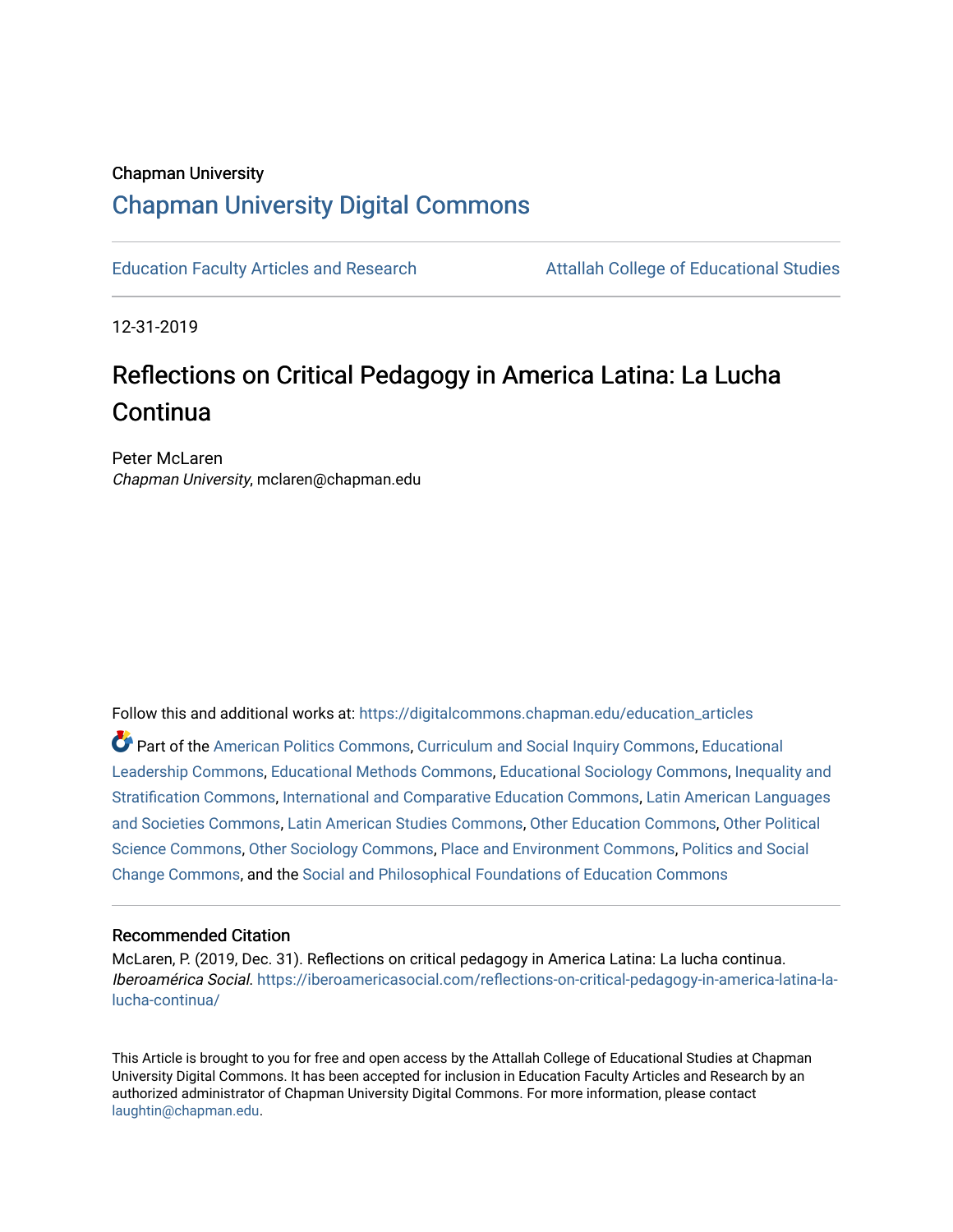Chapman University

# Chapman University Digital Commons

Education Faculty Articles and Research | Attallah College of Educational Studies

12-31-2019

# Reflections on Critical Pedagogy in America Latina: La Lucha Continua

Peter McLaren
*Chapman University*, mclaren@chapman.edu

Follow this and additional works at: https://digitalcommons.chapman.edu/education_articles

Part of the American Politics Commons, Curriculum and Social Inquiry Commons, Educational Leadership Commons, Educational Methods Commons, Educational Sociology Commons, Inequality and Stratification Commons, International and Comparative Education Commons, Latin American Languages and Societies Commons, Latin American Studies Commons, Other Education Commons, Other Political Science Commons, Other Sociology Commons, Place and Environment Commons, Politics and Social Change Commons, and the Social and Philosophical Foundations of Education Commons

### Recommended Citation

McLaren, P. (2019, Dec. 31). Reflections on critical pedagogy in America Latina: La lucha continua. *Iberoamérica Social*. https://iberoamericasocial.com/reflections-on-critical-pedagogy-in-america-latina-la-lucha-continua/

This Article is brought to you for free and open access by the Attallah College of Educational Studies at Chapman University Digital Commons. It has been accepted for inclusion in Education Faculty Articles and Research by an authorized administrator of Chapman University Digital Commons. For more information, please contact laughtin@chapman.edu.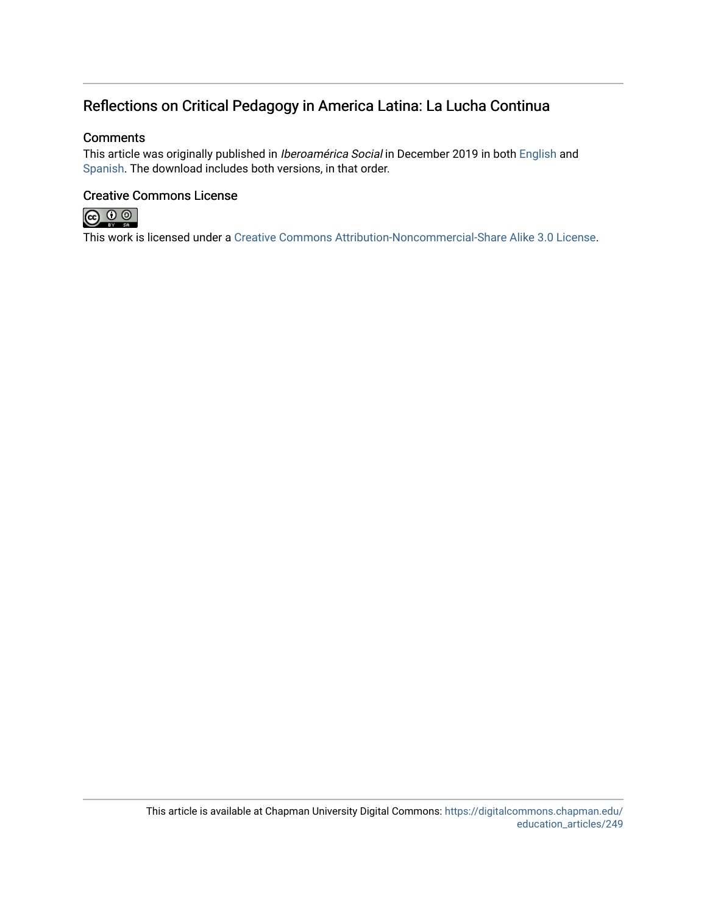# Reflections on Critical Pedagogy in America Latina: La Lucha Continua

## Comments

This article was originally published in *Iberoamérica Social* in December 2019 in both English and Spanish. The download includes both versions, in that order.

## Creative Commons License

This work is licensed under a Creative Commons Attribution-Noncommercial-Share Alike 3.0 License.

This article is available at Chapman University Digital Commons: https://digitalcommons.chapman.edu/education_articles/249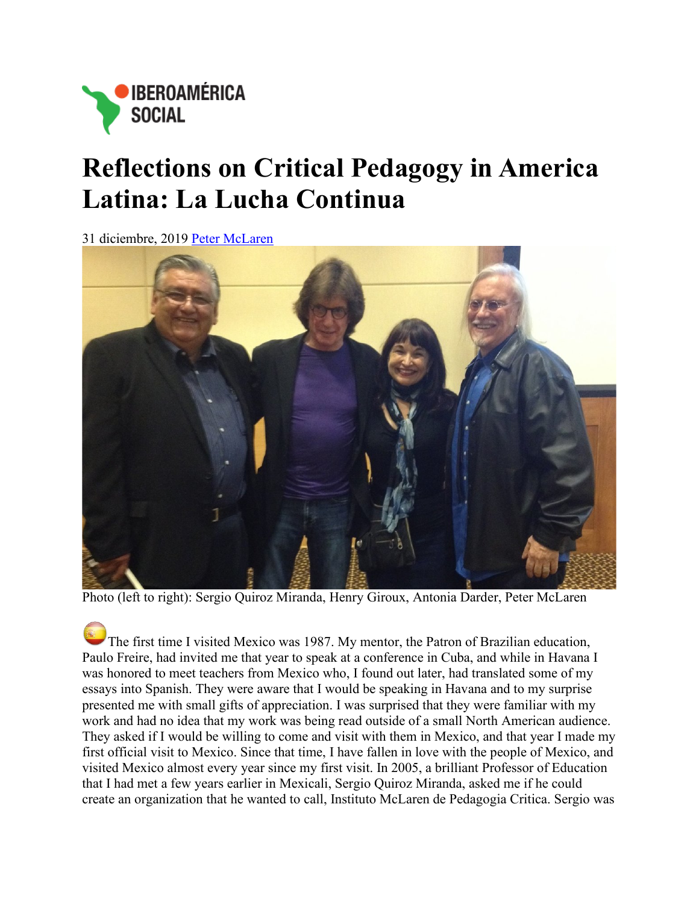# Reflections on Critical Pedagogy in America Latina: La Lucha Continua

31 diciembre, 2019 Peter McLaren

Photo (left to right): Sergio Quiroz Miranda, Henry Giroux, Antonia Darder, Peter McLaren

The first time I visited Mexico was 1987. My mentor, the Patron of Brazilian education, Paulo Freire, had invited me that year to speak at a conference in Cuba, and while in Havana I was honored to meet teachers from Mexico who, I found out later, had translated some of my essays into Spanish. They were aware that I would be speaking in Havana and to my surprise presented me with small gifts of appreciation. I was surprised that they were familiar with my work and had no idea that my work was being read outside of a small North American audience. They asked if I would be willing to come and visit with them in Mexico, and that year I made my first official visit to Mexico. Since that time, I have fallen in love with the people of Mexico, and visited Mexico almost every year since my first visit. In 2005, a brilliant Professor of Education that I had met a few years earlier in Mexicali, Sergio Quiroz Miranda, asked me if he could create an organization that he wanted to call, Instituto McLaren de Pedagogia Critica. Sergio was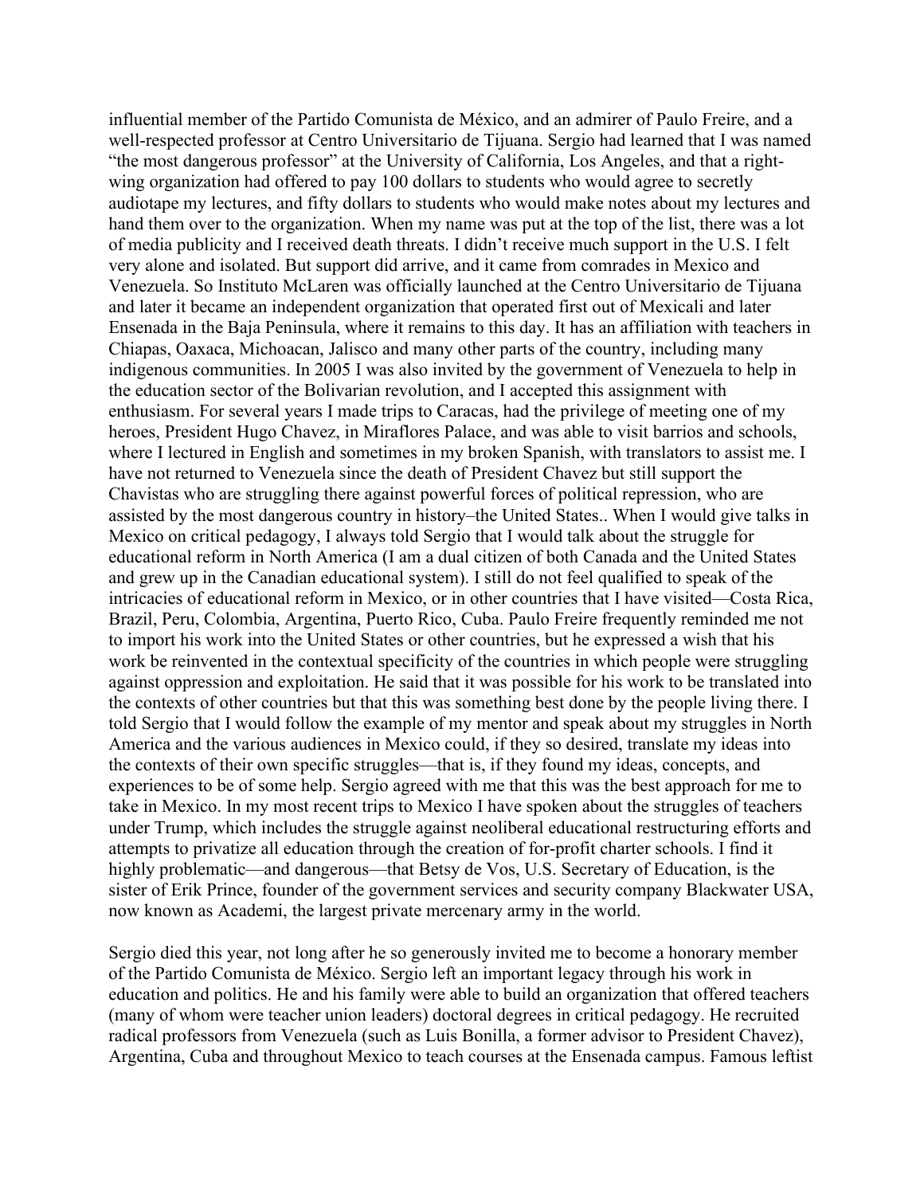influential member of the Partido Comunista de México, and an admirer of Paulo Freire, and a well-respected professor at Centro Universitario de Tijuana. Sergio had learned that I was named "the most dangerous professor" at the University of California, Los Angeles, and that a right-wing organization had offered to pay 100 dollars to students who would agree to secretly audiotape my lectures, and fifty dollars to students who would make notes about my lectures and hand them over to the organization. When my name was put at the top of the list, there was a lot of media publicity and I received death threats. I didn't receive much support in the U.S. I felt very alone and isolated. But support did arrive, and it came from comrades in Mexico and Venezuela. So Instituto McLaren was officially launched at the Centro Universitario de Tijuana and later it became an independent organization that operated first out of Mexicali and later Ensenada in the Baja Peninsula, where it remains to this day. It has an affiliation with teachers in Chiapas, Oaxaca, Michoacan, Jalisco and many other parts of the country, including many indigenous communities. In 2005 I was also invited by the government of Venezuela to help in the education sector of the Bolivarian revolution, and I accepted this assignment with enthusiasm. For several years I made trips to Caracas, had the privilege of meeting one of my heroes, President Hugo Chavez, in Miraflores Palace, and was able to visit barrios and schools, where I lectured in English and sometimes in my broken Spanish, with translators to assist me. I have not returned to Venezuela since the death of President Chavez but still support the Chavistas who are struggling there against powerful forces of political repression, who are assisted by the most dangerous country in history–the United States.. When I would give talks in Mexico on critical pedagogy, I always told Sergio that I would talk about the struggle for educational reform in North America (I am a dual citizen of both Canada and the United States and grew up in the Canadian educational system). I still do not feel qualified to speak of the intricacies of educational reform in Mexico, or in other countries that I have visited—Costa Rica, Brazil, Peru, Colombia, Argentina, Puerto Rico, Cuba. Paulo Freire frequently reminded me not to import his work into the United States or other countries, but he expressed a wish that his work be reinvented in the contextual specificity of the countries in which people were struggling against oppression and exploitation. He said that it was possible for his work to be translated into the contexts of other countries but that this was something best done by the people living there. I told Sergio that I would follow the example of my mentor and speak about my struggles in North America and the various audiences in Mexico could, if they so desired, translate my ideas into the contexts of their own specific struggles—that is, if they found my ideas, concepts, and experiences to be of some help. Sergio agreed with me that this was the best approach for me to take in Mexico. In my most recent trips to Mexico I have spoken about the struggles of teachers under Trump, which includes the struggle against neoliberal educational restructuring efforts and attempts to privatize all education through the creation of for-profit charter schools. I find it highly problematic—and dangerous—that Betsy de Vos, U.S. Secretary of Education, is the sister of Erik Prince, founder of the government services and security company Blackwater USA, now known as Academi, the largest private mercenary army in the world.

Sergio died this year, not long after he so generously invited me to become a honorary member of the Partido Comunista de México. Sergio left an important legacy through his work in education and politics. He and his family were able to build an organization that offered teachers (many of whom were teacher union leaders) doctoral degrees in critical pedagogy. He recruited radical professors from Venezuela (such as Luis Bonilla, a former advisor to President Chavez), Argentina, Cuba and throughout Mexico to teach courses at the Ensenada campus. Famous leftist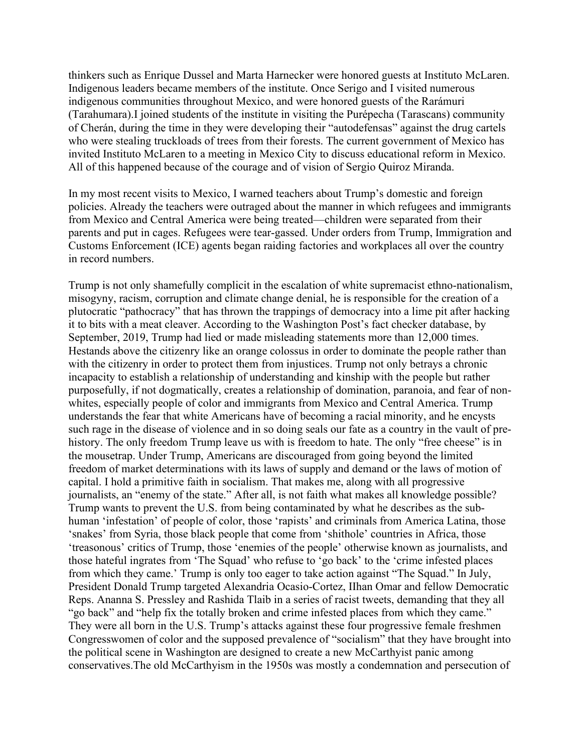thinkers such as Enrique Dussel and Marta Harnecker were honored guests at Instituto McLaren. Indigenous leaders became members of the institute. Once Serigo and I visited numerous indigenous communities throughout Mexico, and were honored guests of the Rarámuri (Tarahumara).I joined students of the institute in visiting the Purépecha (Tarascans) community of Cherán, during the time in they were developing their "autodefensas" against the drug cartels who were stealing truckloads of trees from their forests. The current government of Mexico has invited Instituto McLaren to a meeting in Mexico City to discuss educational reform in Mexico. All of this happened because of the courage and of vision of Sergio Quiroz Miranda.

In my most recent visits to Mexico, I warned teachers about Trump's domestic and foreign policies. Already the teachers were outraged about the manner in which refugees and immigrants from Mexico and Central America were being treated—children were separated from their parents and put in cages. Refugees were tear-gassed. Under orders from Trump, Immigration and Customs Enforcement (ICE) agents began raiding factories and workplaces all over the country in record numbers.

Trump is not only shamefully complicit in the escalation of white supremacist ethno-nationalism, misogyny, racism, corruption and climate change denial, he is responsible for the creation of a plutocratic "pathocracy" that has thrown the trappings of democracy into a lime pit after hacking it to bits with a meat cleaver. According to the Washington Post's fact checker database, by September, 2019, Trump had lied or made misleading statements more than 12,000 times. Hestands above the citizenry like an orange colossus in order to dominate the people rather than with the citizenry in order to protect them from injustices. Trump not only betrays a chronic incapacity to establish a relationship of understanding and kinship with the people but rather purposefully, if not dogmatically, creates a relationship of domination, paranoia, and fear of non-whites, especially people of color and immigrants from Mexico and Central America. Trump understands the fear that white Americans have of becoming a racial minority, and he encysts such rage in the disease of violence and in so doing seals our fate as a country in the vault of pre-history. The only freedom Trump leave us with is freedom to hate. The only "free cheese" is in the mousetrap. Under Trump, Americans are discouraged from going beyond the limited freedom of market determinations with its laws of supply and demand or the laws of motion of capital. I hold a primitive faith in socialism. That makes me, along with all progressive journalists, an "enemy of the state." After all, is not faith what makes all knowledge possible? Trump wants to prevent the U.S. from being contaminated by what he describes as the sub-human 'infestation' of people of color, those 'rapists' and criminals from America Latina, those 'snakes' from Syria, those black people that come from 'shithole' countries in Africa, those 'treasonous' critics of Trump, those 'enemies of the people' otherwise known as journalists, and those hateful ingrates from 'The Squad' who refuse to 'go back' to the 'crime infested places from which they came.' Trump is only too eager to take action against "The Squad." In July, President Donald Trump targeted Alexandria Ocasio-Cortez, IIhan Omar and fellow Democratic Reps. Ananna S. Pressley and Rashida Tlaib in a series of racist tweets, demanding that they all "go back" and "help fix the totally broken and crime infested places from which they came." They were all born in the U.S. Trump's attacks against these four progressive female freshmen Congresswomen of color and the supposed prevalence of "socialism" that they have brought into the political scene in Washington are designed to create a new McCarthyist panic among conservatives.The old McCarthyism in the 1950s was mostly a condemnation and persecution of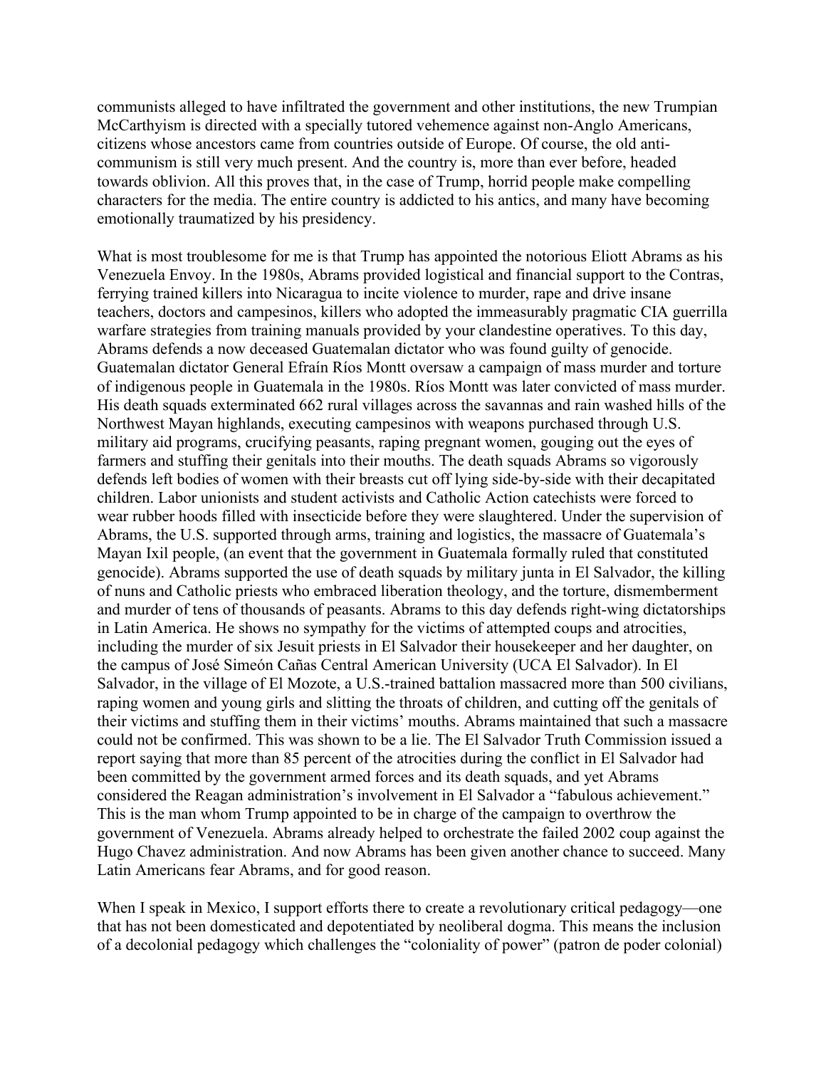communists alleged to have infiltrated the government and other institutions, the new Trumpian McCarthyism is directed with a specially tutored vehemence against non-Anglo Americans, citizens whose ancestors came from countries outside of Europe. Of course, the old anti-communism is still very much present. And the country is, more than ever before, headed towards oblivion. All this proves that, in the case of Trump, horrid people make compelling characters for the media. The entire country is addicted to his antics, and many have becoming emotionally traumatized by his presidency.

What is most troublesome for me is that Trump has appointed the notorious Eliott Abrams as his Venezuela Envoy. In the 1980s, Abrams provided logistical and financial support to the Contras, ferrying trained killers into Nicaragua to incite violence to murder, rape and drive insane teachers, doctors and campesinos, killers who adopted the immeasurably pragmatic CIA guerrilla warfare strategies from training manuals provided by your clandestine operatives. To this day, Abrams defends a now deceased Guatemalan dictator who was found guilty of genocide. Guatemalan dictator General Efraín Ríos Montt oversaw a campaign of mass murder and torture of indigenous people in Guatemala in the 1980s. Ríos Montt was later convicted of mass murder. His death squads exterminated 662 rural villages across the savannas and rain washed hills of the Northwest Mayan highlands, executing campesinos with weapons purchased through U.S. military aid programs, crucifying peasants, raping pregnant women, gouging out the eyes of farmers and stuffing their genitals into their mouths. The death squads Abrams so vigorously defends left bodies of women with their breasts cut off lying side-by-side with their decapitated children. Labor unionists and student activists and Catholic Action catechists were forced to wear rubber hoods filled with insecticide before they were slaughtered. Under the supervision of Abrams, the U.S. supported through arms, training and logistics, the massacre of Guatemala's Mayan Ixil people, (an event that the government in Guatemala formally ruled that constituted genocide). Abrams supported the use of death squads by military junta in El Salvador, the killing of nuns and Catholic priests who embraced liberation theology, and the torture, dismemberment and murder of tens of thousands of peasants. Abrams to this day defends right-wing dictatorships in Latin America. He shows no sympathy for the victims of attempted coups and atrocities, including the murder of six Jesuit priests in El Salvador their housekeeper and her daughter, on the campus of José Simeón Cañas Central American University (UCA El Salvador). In El Salvador, in the village of El Mozote, a U.S.-trained battalion massacred more than 500 civilians, raping women and young girls and slitting the throats of children, and cutting off the genitals of their victims and stuffing them in their victims' mouths. Abrams maintained that such a massacre could not be confirmed. This was shown to be a lie. The El Salvador Truth Commission issued a report saying that more than 85 percent of the atrocities during the conflict in El Salvador had been committed by the government armed forces and its death squads, and yet Abrams considered the Reagan administration's involvement in El Salvador a "fabulous achievement." This is the man whom Trump appointed to be in charge of the campaign to overthrow the government of Venezuela. Abrams already helped to orchestrate the failed 2002 coup against the Hugo Chavez administration. And now Abrams has been given another chance to succeed. Many Latin Americans fear Abrams, and for good reason.

When I speak in Mexico, I support efforts there to create a revolutionary critical pedagogy—one that has not been domesticated and depotentiated by neoliberal dogma. This means the inclusion of a decolonial pedagogy which challenges the "coloniality of power" (patron de poder colonial)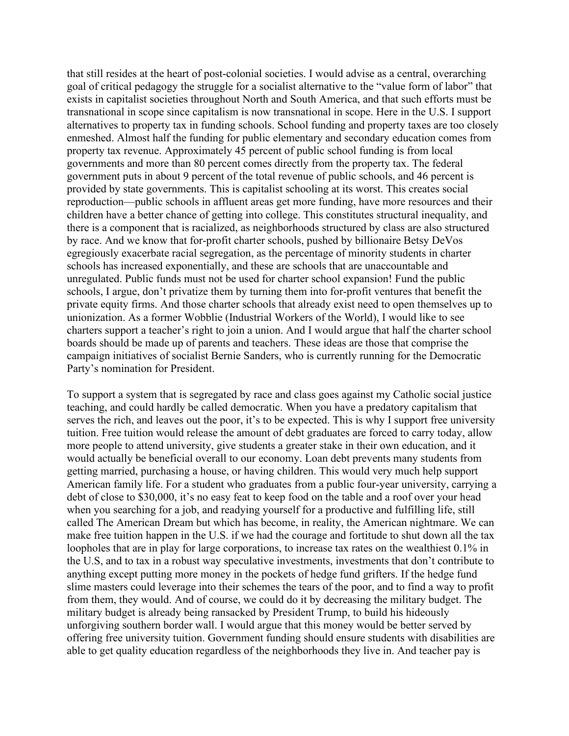that still resides at the heart of post-colonial societies. I would advise as a central, overarching goal of critical pedagogy the struggle for a socialist alternative to the "value form of labor" that exists in capitalist societies throughout North and South America, and that such efforts must be transnational in scope since capitalism is now transnational in scope. Here in the U.S. I support alternatives to property tax in funding schools. School funding and property taxes are too closely enmeshed. Almost half the funding for public elementary and secondary education comes from property tax revenue. Approximately 45 percent of public school funding is from local governments and more than 80 percent comes directly from the property tax. The federal government puts in about 9 percent of the total revenue of public schools, and 46 percent is provided by state governments. This is capitalist schooling at its worst. This creates social reproduction—public schools in affluent areas get more funding, have more resources and their children have a better chance of getting into college. This constitutes structural inequality, and there is a component that is racialized, as neighborhoods structured by class are also structured by race. And we know that for-profit charter schools, pushed by billionaire Betsy DeVos egregiously exacerbate racial segregation, as the percentage of minority students in charter schools has increased exponentially, and these are schools that are unaccountable and unregulated. Public funds must not be used for charter school expansion! Fund the public schools, I argue, don't privatize them by turning them into for-profit ventures that benefit the private equity firms. And those charter schools that already exist need to open themselves up to unionization. As a former Wobblie (Industrial Workers of the World), I would like to see charters support a teacher's right to join a union. And I would argue that half the charter school boards should be made up of parents and teachers. These ideas are those that comprise the campaign initiatives of socialist Bernie Sanders, who is currently running for the Democratic Party's nomination for President.

To support a system that is segregated by race and class goes against my Catholic social justice teaching, and could hardly be called democratic. When you have a predatory capitalism that serves the rich, and leaves out the poor, it's to be expected. This is why I support free university tuition. Free tuition would release the amount of debt graduates are forced to carry today, allow more people to attend university, give students a greater stake in their own education, and it would actually be beneficial overall to our economy. Loan debt prevents many students from getting married, purchasing a house, or having children. This would very much help support American family life. For a student who graduates from a public four-year university, carrying a debt of close to $30,000, it's no easy feat to keep food on the table and a roof over your head when you searching for a job, and readying yourself for a productive and fulfilling life, still called The American Dream but which has become, in reality, the American nightmare. We can make free tuition happen in the U.S. if we had the courage and fortitude to shut down all the tax loopholes that are in play for large corporations, to increase tax rates on the wealthiest 0.1% in the U.S, and to tax in a robust way speculative investments, investments that don't contribute to anything except putting more money in the pockets of hedge fund grifters. If the hedge fund slime masters could leverage into their schemes the tears of the poor, and to find a way to profit from them, they would. And of course, we could do it by decreasing the military budget. The military budget is already being ransacked by President Trump, to build his hideously unforgiving southern border wall. I would argue that this money would be better served by offering free university tuition. Government funding should ensure students with disabilities are able to get quality education regardless of the neighborhoods they live in. And teacher pay is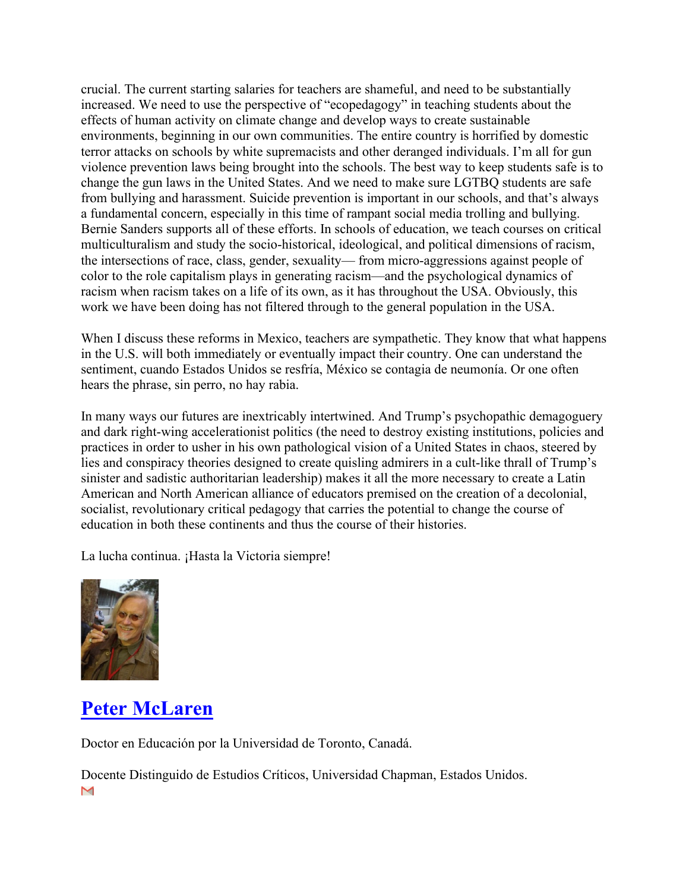crucial. The current starting salaries for teachers are shameful, and need to be substantially increased. We need to use the perspective of "ecopedagogy" in teaching students about the effects of human activity on climate change and develop ways to create sustainable environments, beginning in our own communities. The entire country is horrified by domestic terror attacks on schools by white supremacists and other deranged individuals. I'm all for gun violence prevention laws being brought into the schools. The best way to keep students safe is to change the gun laws in the United States. And we need to make sure LGTBQ students are safe from bullying and harassment. Suicide prevention is important in our schools, and that's always a fundamental concern, especially in this time of rampant social media trolling and bullying. Bernie Sanders supports all of these efforts. In schools of education, we teach courses on critical multiculturalism and study the socio-historical, ideological, and political dimensions of racism, the intersections of race, class, gender, sexuality— from micro-aggressions against people of color to the role capitalism plays in generating racism—and the psychological dynamics of racism when racism takes on a life of its own, as it has throughout the USA. Obviously, this work we have been doing has not filtered through to the general population in the USA.

When I discuss these reforms in Mexico, teachers are sympathetic. They know that what happens in the U.S. will both immediately or eventually impact their country. One can understand the sentiment, cuando Estados Unidos se resfría, México se contagia de neumonía. Or one often hears the phrase, sin perro, no hay rabia.

In many ways our futures are inextricably intertwined. And Trump's psychopathic demagoguery and dark right-wing accelerationist politics (the need to destroy existing institutions, policies and practices in order to usher in his own pathological vision of a United States in chaos, steered by lies and conspiracy theories designed to create quisling admirers in a cult-like thrall of Trump's sinister and sadistic authoritarian leadership) makes it all the more necessary to create a Latin American and North American alliance of educators premised on the creation of a decolonial, socialist, revolutionary critical pedagogy that carries the potential to change the course of education in both these continents and thus the course of their histories.

La lucha continua. ¡Hasta la Victoria siempre!

## Peter McLaren

Doctor en Educación por la Universidad de Toronto, Canadá.

Docente Distinguido de Estudios Críticos, Universidad Chapman, Estados Unidos.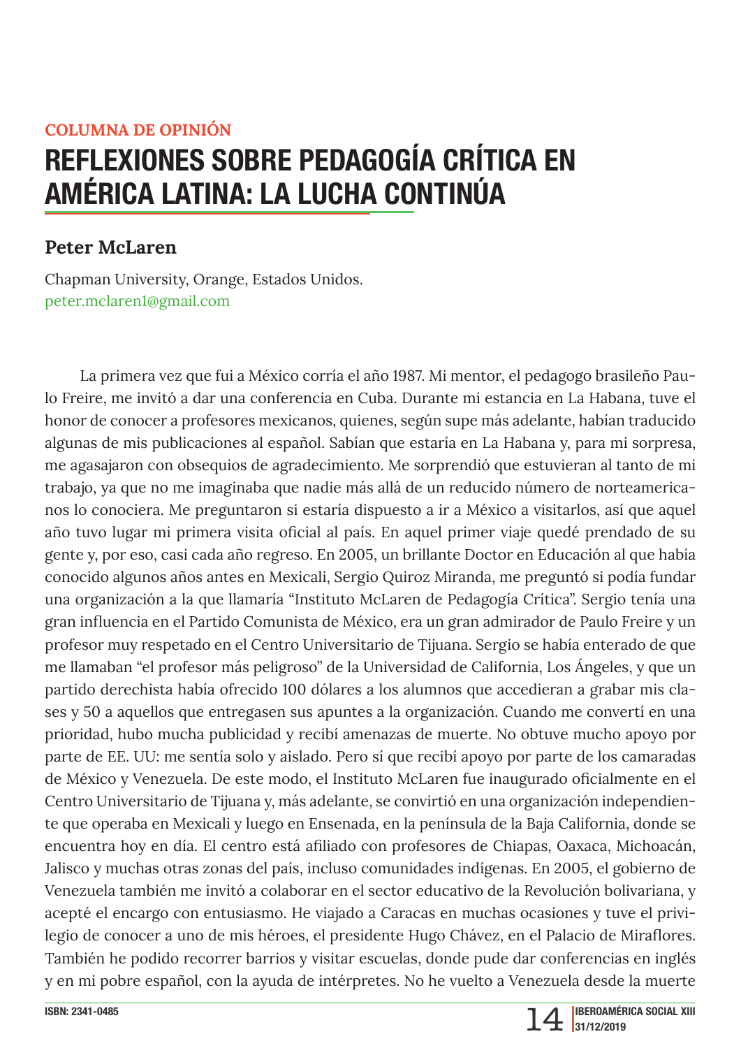**COLUMNA DE OPINIÓN**

# REFLEXIONES SOBRE PEDAGOGÍA CRÍTICA EN AMÉRICA LATINA: LA LUCHA CONTINÚA

**Peter McLaren**

Chapman University, Orange, Estados Unidos.
peter.mclaren1@gmail.com

La primera vez que fui a México corría el año 1987. Mi mentor, el pedagogo brasileño Paulo Freire, me invitó a dar una conferencia en Cuba. Durante mi estancia en La Habana, tuve el honor de conocer a profesores mexicanos, quienes, según supe más adelante, habían traducido algunas de mis publicaciones al español. Sabían que estaría en La Habana y, para mi sorpresa, me agasajaron con obsequios de agradecimiento. Me sorprendió que estuvieran al tanto de mi trabajo, ya que no me imaginaba que nadie más allá de un reducido número de norteamericanos lo conociera. Me preguntaron si estaría dispuesto a ir a México a visitarlos, así que aquel año tuvo lugar mi primera visita oficial al país. En aquel primer viaje quedé prendado de su gente y, por eso, casi cada año regreso. En 2005, un brillante Doctor en Educación al que había conocido algunos años antes en Mexicali, Sergio Quiroz Miranda, me preguntó si podía fundar una organización a la que llamaría "Instituto McLaren de Pedagogía Crítica". Sergio tenía una gran influencia en el Partido Comunista de México, era un gran admirador de Paulo Freire y un profesor muy respetado en el Centro Universitario de Tijuana. Sergio se había enterado de que me llamaban "el profesor más peligroso" de la Universidad de California, Los Ángeles, y que un partido derechista había ofrecido 100 dólares a los alumnos que accedieran a grabar mis clases y 50 a aquellos que entregasen sus apuntes a la organización. Cuando me convertí en una prioridad, hubo mucha publicidad y recibí amenazas de muerte. No obtuve mucho apoyo por parte de EE. UU: me sentía solo y aislado. Pero sí que recibí apoyo por parte de los camaradas de México y Venezuela. De este modo, el Instituto McLaren fue inaugurado oficialmente en el Centro Universitario de Tijuana y, más adelante, se convirtió en una organización independiente que operaba en Mexicali y luego en Ensenada, en la península de la Baja California, donde se encuentra hoy en día. El centro está afiliado con profesores de Chiapas, Oaxaca, Michoacán, Jalisco y muchas otras zonas del país, incluso comunidades indígenas. En 2005, el gobierno de Venezuela también me invitó a colaborar en el sector educativo de la Revolución bolivariana, y acepté el encargo con entusiasmo. He viajado a Caracas en muchas ocasiones y tuve el privilegio de conocer a uno de mis héroes, el presidente Hugo Chávez, en el Palacio de Miraflores. También he podido recorrer barrios y visitar escuelas, donde pude dar conferencias en inglés y en mi pobre español, con la ayuda de intérpretes. No he vuelto a Venezuela desde la muerte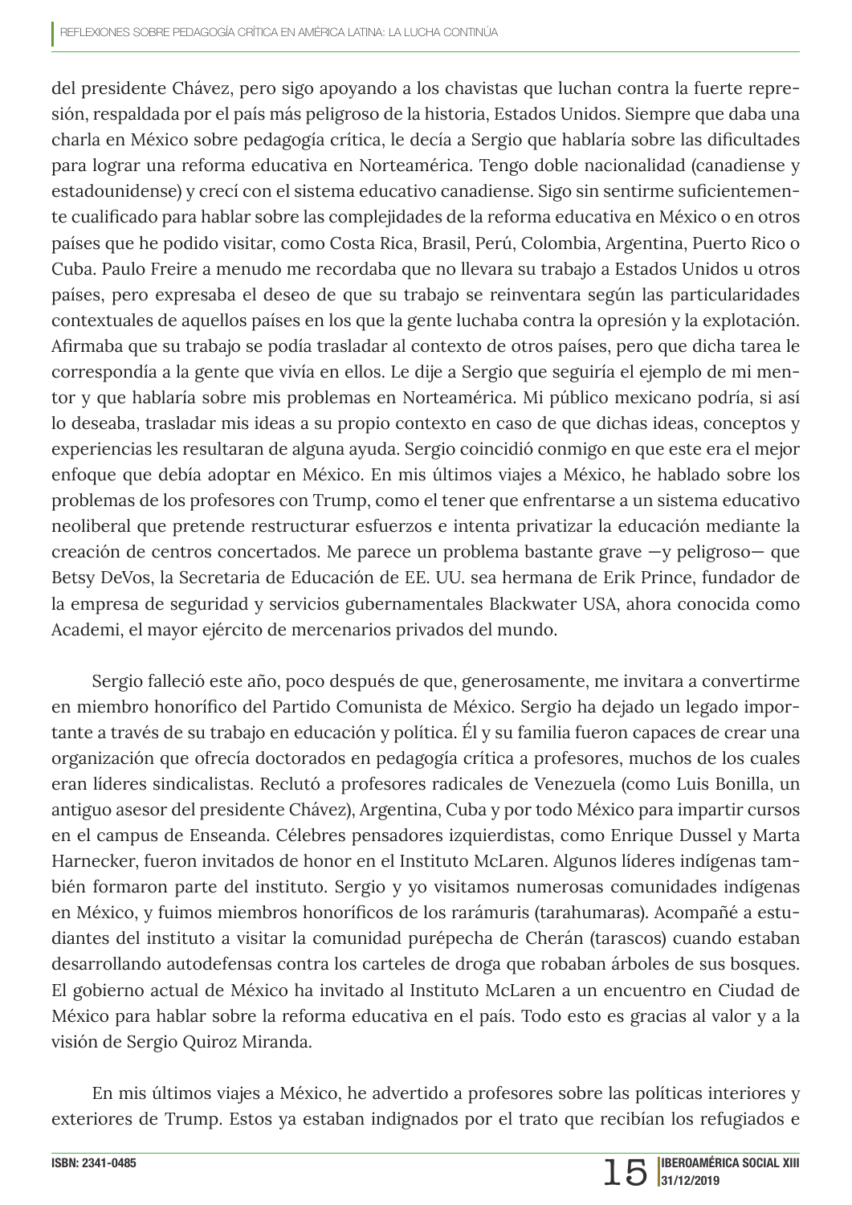del presidente Chávez, pero sigo apoyando a los chavistas que luchan contra la fuerte represión, respaldada por el país más peligroso de la historia, Estados Unidos. Siempre que daba una charla en México sobre pedagogía crítica, le decía a Sergio que hablaría sobre las dificultades para lograr una reforma educativa en Norteamérica. Tengo doble nacionalidad (canadiense y estadounidense) y crecí con el sistema educativo canadiense. Sigo sin sentirme suficientemente cualificado para hablar sobre las complejidades de la reforma educativa en México o en otros países que he podido visitar, como Costa Rica, Brasil, Perú, Colombia, Argentina, Puerto Rico o Cuba. Paulo Freire a menudo me recordaba que no llevara su trabajo a Estados Unidos u otros países, pero expresaba el deseo de que su trabajo se reinventara según las particularidades contextuales de aquellos países en los que la gente luchaba contra la opresión y la explotación. Afirmaba que su trabajo se podía trasladar al contexto de otros países, pero que dicha tarea le correspondía a la gente que vivía en ellos. Le dije a Sergio que seguiría el ejemplo de mi mentor y que hablaría sobre mis problemas en Norteamérica. Mi público mexicano podría, si así lo deseaba, trasladar mis ideas a su propio contexto en caso de que dichas ideas, conceptos y experiencias les resultaran de alguna ayuda. Sergio coincidió conmigo en que este era el mejor enfoque que debía adoptar en México. En mis últimos viajes a México, he hablado sobre los problemas de los profesores con Trump, como el tener que enfrentarse a un sistema educativo neoliberal que pretende restructurar esfuerzos e intenta privatizar la educación mediante la creación de centros concertados. Me parece un problema bastante grave —y peligroso— que Betsy DeVos, la Secretaria de Educación de EE. UU. sea hermana de Erik Prince, fundador de la empresa de seguridad y servicios gubernamentales Blackwater USA, ahora conocida como Academi, el mayor ejército de mercenarios privados del mundo.

Sergio falleció este año, poco después de que, generosamente, me invitara a convertirme en miembro honorífico del Partido Comunista de México. Sergio ha dejado un legado importante a través de su trabajo en educación y política. Él y su familia fueron capaces de crear una organización que ofrecía doctorados en pedagogía crítica a profesores, muchos de los cuales eran líderes sindicalistas. Reclutó a profesores radicales de Venezuela (como Luis Bonilla, un antiguo asesor del presidente Chávez), Argentina, Cuba y por todo México para impartir cursos en el campus de Enseanda. Célebres pensadores izquierdistas, como Enrique Dussel y Marta Harnecker, fueron invitados de honor en el Instituto McLaren. Algunos líderes indígenas también formaron parte del instituto. Sergio y yo visitamos numerosas comunidades indígenas en México, y fuimos miembros honoríficos de los rarámuris (tarahumaras). Acompañé a estudiantes del instituto a visitar la comunidad purépecha de Cherán (tarascos) cuando estaban desarrollando autodefensas contra los carteles de droga que robaban árboles de sus bosques. El gobierno actual de México ha invitado al Instituto McLaren a un encuentro en Ciudad de México para hablar sobre la reforma educativa en el país. Todo esto es gracias al valor y a la visión de Sergio Quiroz Miranda.

En mis últimos viajes a México, he advertido a profesores sobre las políticas interiores y exteriores de Trump. Estos ya estaban indignados por el trato que recibían los refugiados e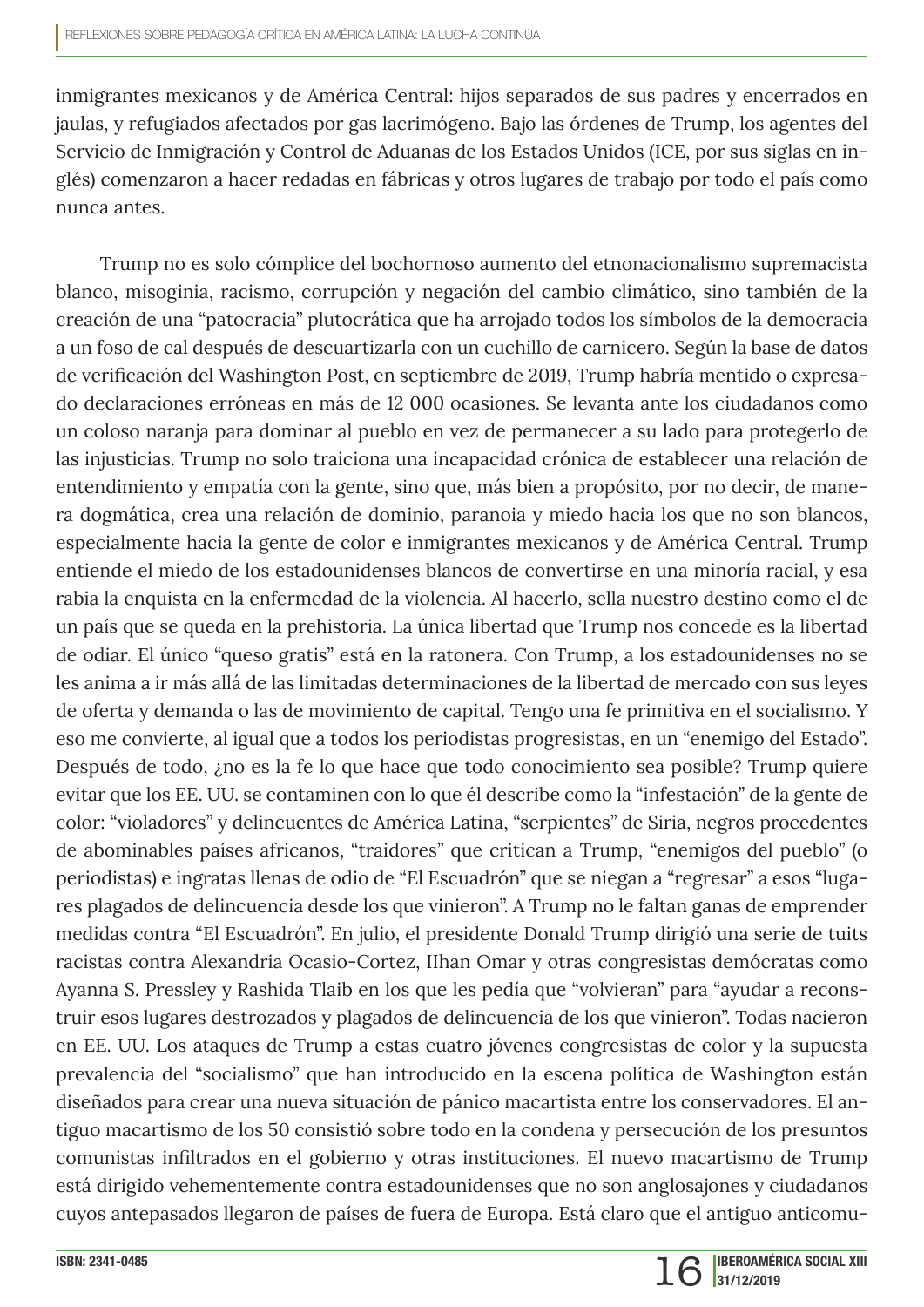inmigrantes mexicanos y de América Central: hijos separados de sus padres y encerrados en jaulas, y refugiados afectados por gas lacrimógeno. Bajo las órdenes de Trump, los agentes del Servicio de Inmigración y Control de Aduanas de los Estados Unidos (ICE, por sus siglas en inglés) comenzaron a hacer redadas en fábricas y otros lugares de trabajo por todo el país como nunca antes.

Trump no es solo cómplice del bochornoso aumento del etnonacionalismo supremacista blanco, misoginia, racismo, corrupción y negación del cambio climático, sino también de la creación de una "patocracia" plutocrática que ha arrojado todos los símbolos de la democracia a un foso de cal después de descuartizarla con un cuchillo de carnicero. Según la base de datos de verificación del Washington Post, en septiembre de 2019, Trump habría mentido o expresado declaraciones erróneas en más de 12 000 ocasiones. Se levanta ante los ciudadanos como un coloso naranja para dominar al pueblo en vez de permanecer a su lado para protegerlo de las injusticias. Trump no solo traiciona una incapacidad crónica de establecer una relación de entendimiento y empatía con la gente, sino que, más bien a propósito, por no decir, de manera dogmática, crea una relación de dominio, paranoia y miedo hacia los que no son blancos, especialmente hacia la gente de color e inmigrantes mexicanos y de América Central. Trump entiende el miedo de los estadounidenses blancos de convertirse en una minoría racial, y esa rabia la enquista en la enfermedad de la violencia. Al hacerlo, sella nuestro destino como el de un país que se queda en la prehistoria. La única libertad que Trump nos concede es la libertad de odiar. El único "queso gratis" está en la ratonera. Con Trump, a los estadounidenses no se les anima a ir más allá de las limitadas determinaciones de la libertad de mercado con sus leyes de oferta y demanda o las de movimiento de capital. Tengo una fe primitiva en el socialismo. Y eso me convierte, al igual que a todos los periodistas progresistas, en un "enemigo del Estado". Después de todo, ¿no es la fe lo que hace que todo conocimiento sea posible? Trump quiere evitar que los EE. UU. se contaminen con lo que él describe como la "infestación" de la gente de color: "violadores" y delincuentes de América Latina, "serpientes" de Siria, negros procedentes de abominables países africanos, "traidores" que critican a Trump, "enemigos del pueblo" (o periodistas) e ingratas llenas de odio de "El Escuadrón" que se niegan a "regresar" a esos "lugares plagados de delincuencia desde los que vinieron". A Trump no le faltan ganas de emprender medidas contra "El Escuadrón". En julio, el presidente Donald Trump dirigió una serie de tuits racistas contra Alexandria Ocasio-Cortez, IIhan Omar y otras congresistas demócratas como Ayanna S. Pressley y Rashida Tlaib en los que les pedía que "volvieran" para "ayudar a reconstruir esos lugares destrozados y plagados de delincuencia de los que vinieron". Todas nacieron en EE. UU. Los ataques de Trump a estas cuatro jóvenes congresistas de color y la supuesta prevalencia del "socialismo" que han introducido en la escena política de Washington están diseñados para crear una nueva situación de pánico macartista entre los conservadores. El antiguo macartismo de los 50 consistió sobre todo en la condena y persecución de los presuntos comunistas infiltrados en el gobierno y otras instituciones. El nuevo macartismo de Trump está dirigido vehementemente contra estadounidenses que no son anglosajones y ciudadanos cuyos antepasados llegaron de países de fuera de Europa. Está claro que el antiguo anticomu-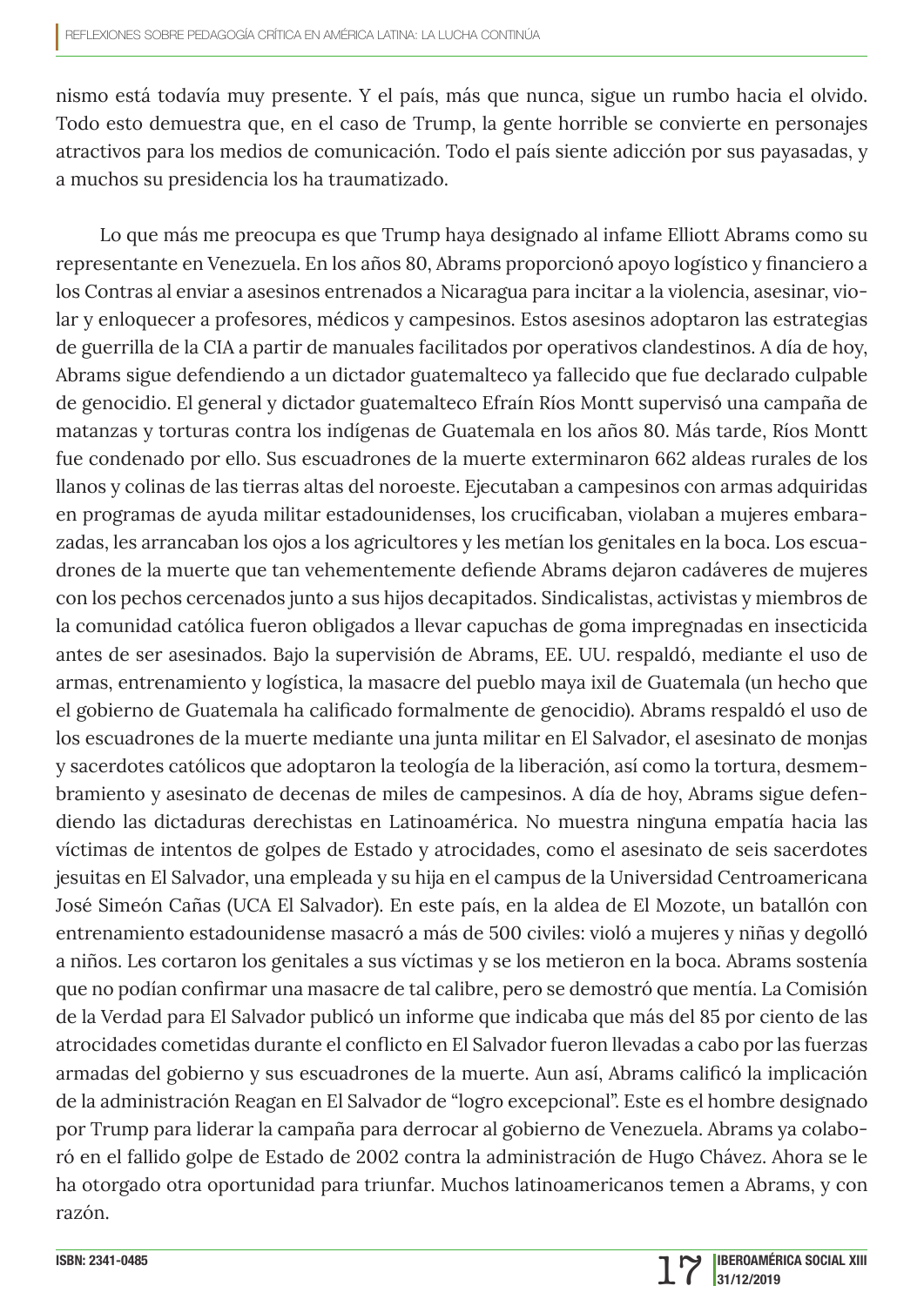nismo está todavía muy presente. Y el país, más que nunca, sigue un rumbo hacia el olvido. Todo esto demuestra que, en el caso de Trump, la gente horrible se convierte en personajes atractivos para los medios de comunicación. Todo el país siente adicción por sus payasadas, y a muchos su presidencia los ha traumatizado.

Lo que más me preocupa es que Trump haya designado al infame Elliott Abrams como su representante en Venezuela. En los años 80, Abrams proporcionó apoyo logístico y financiero a los Contras al enviar a asesinos entrenados a Nicaragua para incitar a la violencia, asesinar, violar y enloquecer a profesores, médicos y campesinos. Estos asesinos adoptaron las estrategias de guerrilla de la CIA a partir de manuales facilitados por operativos clandestinos. A día de hoy, Abrams sigue defendiendo a un dictador guatemalteco ya fallecido que fue declarado culpable de genocidio. El general y dictador guatemalteco Efraín Ríos Montt supervisó una campaña de matanzas y torturas contra los indígenas de Guatemala en los años 80. Más tarde, Ríos Montt fue condenado por ello. Sus escuadrones de la muerte exterminaron 662 aldeas rurales de los llanos y colinas de las tierras altas del noroeste. Ejecutaban a campesinos con armas adquiridas en programas de ayuda militar estadounidenses, los crucificaban, violaban a mujeres embarazadas, les arrancaban los ojos a los agricultores y les metían los genitales en la boca. Los escuadrones de la muerte que tan vehementemente defiende Abrams dejaron cadáveres de mujeres con los pechos cercenados junto a sus hijos decapitados. Sindicalistas, activistas y miembros de la comunidad católica fueron obligados a llevar capuchas de goma impregnadas en insecticida antes de ser asesinados. Bajo la supervisión de Abrams, EE. UU. respaldó, mediante el uso de armas, entrenamiento y logística, la masacre del pueblo maya ixil de Guatemala (un hecho que el gobierno de Guatemala ha calificado formalmente de genocidio). Abrams respaldó el uso de los escuadrones de la muerte mediante una junta militar en El Salvador, el asesinato de monjas y sacerdotes católicos que adoptaron la teología de la liberación, así como la tortura, desmembramiento y asesinato de decenas de miles de campesinos. A día de hoy, Abrams sigue defendiendo las dictaduras derechistas en Latinoamérica. No muestra ninguna empatía hacia las víctimas de intentos de golpes de Estado y atrocidades, como el asesinato de seis sacerdotes jesuitas en El Salvador, una empleada y su hija en el campus de la Universidad Centroamericana José Simeón Cañas (UCA El Salvador). En este país, en la aldea de El Mozote, un batallón con entrenamiento estadounidense masacró a más de 500 civiles: violó a mujeres y niñas y degolló a niños. Les cortaron los genitales a sus víctimas y se los metieron en la boca. Abrams sostenía que no podían confirmar una masacre de tal calibre, pero se demostró que mentía. La Comisión de la Verdad para El Salvador publicó un informe que indicaba que más del 85 por ciento de las atrocidades cometidas durante el conflicto en El Salvador fueron llevadas a cabo por las fuerzas armadas del gobierno y sus escuadrones de la muerte. Aun así, Abrams calificó la implicación de la administración Reagan en El Salvador de "logro excepcional". Este es el hombre designado por Trump para liderar la campaña para derrocar al gobierno de Venezuela. Abrams ya colaboró en el fallido golpe de Estado de 2002 contra la administración de Hugo Chávez. Ahora se le ha otorgado otra oportunidad para triunfar. Muchos latinoamericanos temen a Abrams, y con razón.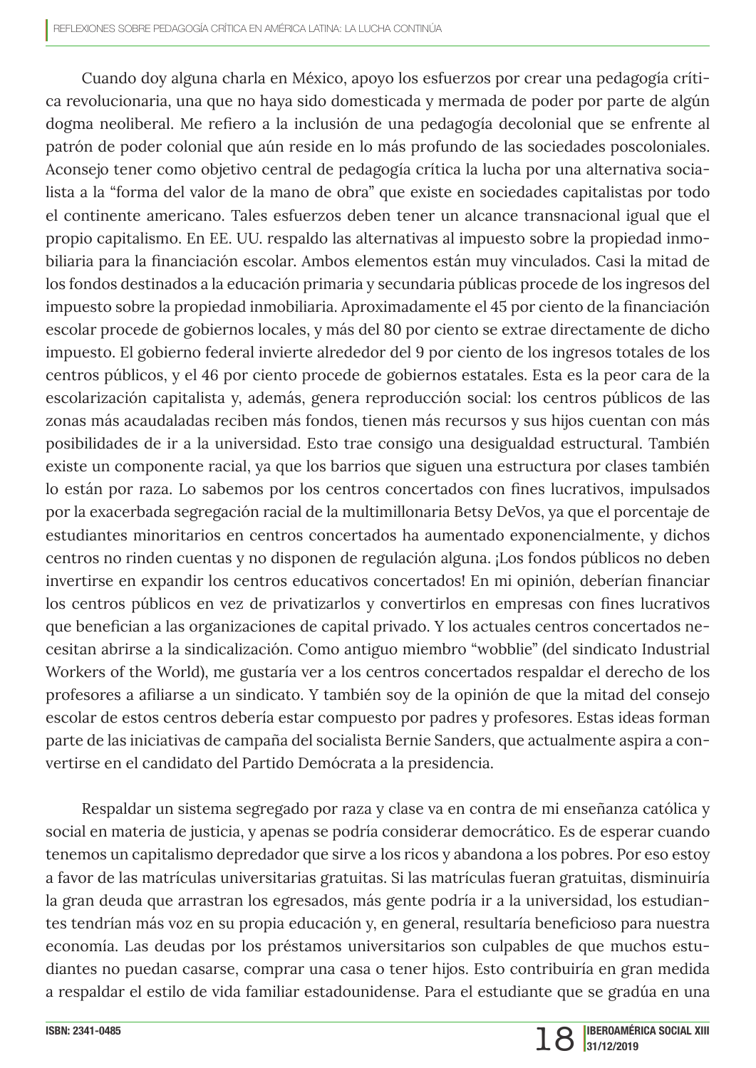Cuando doy alguna charla en México, apoyo los esfuerzos por crear una pedagogía crítica revolucionaria, una que no haya sido domesticada y mermada de poder por parte de algún dogma neoliberal. Me refiero a la inclusión de una pedagogía decolonial que se enfrente al patrón de poder colonial que aún reside en lo más profundo de las sociedades poscoloniales. Aconsejo tener como objetivo central de pedagogía crítica la lucha por una alternativa socialista a la "forma del valor de la mano de obra" que existe en sociedades capitalistas por todo el continente americano. Tales esfuerzos deben tener un alcance transnacional igual que el propio capitalismo. En EE. UU. respaldo las alternativas al impuesto sobre la propiedad inmobiliaria para la financiación escolar. Ambos elementos están muy vinculados. Casi la mitad de los fondos destinados a la educación primaria y secundaria públicas procede de los ingresos del impuesto sobre la propiedad inmobiliaria. Aproximadamente el 45 por ciento de la financiación escolar procede de gobiernos locales, y más del 80 por ciento se extrae directamente de dicho impuesto. El gobierno federal invierte alrededor del 9 por ciento de los ingresos totales de los centros públicos, y el 46 por ciento procede de gobiernos estatales. Esta es la peor cara de la escolarización capitalista y, además, genera reproducción social: los centros públicos de las zonas más acaudaladas reciben más fondos, tienen más recursos y sus hijos cuentan con más posibilidades de ir a la universidad. Esto trae consigo una desigualdad estructural. También existe un componente racial, ya que los barrios que siguen una estructura por clases también lo están por raza. Lo sabemos por los centros concertados con fines lucrativos, impulsados por la exacerbada segregación racial de la multimillonaria Betsy DeVos, ya que el porcentaje de estudiantes minoritarios en centros concertados ha aumentado exponencialmente, y dichos centros no rinden cuentas y no disponen de regulación alguna. ¡Los fondos públicos no deben invertirse en expandir los centros educativos concertados! En mi opinión, deberían financiar los centros públicos en vez de privatizarlos y convertirlos en empresas con fines lucrativos que benefician a las organizaciones de capital privado. Y los actuales centros concertados necesitan abrirse a la sindicalización. Como antiguo miembro "wobblie" (del sindicato Industrial Workers of the World), me gustaría ver a los centros concertados respaldar el derecho de los profesores a afiliarse a un sindicato. Y también soy de la opinión de que la mitad del consejo escolar de estos centros debería estar compuesto por padres y profesores. Estas ideas forman parte de las iniciativas de campaña del socialista Bernie Sanders, que actualmente aspira a convertirse en el candidato del Partido Demócrata a la presidencia.

Respaldar un sistema segregado por raza y clase va en contra de mi enseñanza católica y social en materia de justicia, y apenas se podría considerar democrático. Es de esperar cuando tenemos un capitalismo depredador que sirve a los ricos y abandona a los pobres. Por eso estoy a favor de las matrículas universitarias gratuitas. Si las matrículas fueran gratuitas, disminuiría la gran deuda que arrastran los egresados, más gente podría ir a la universidad, los estudiantes tendrían más voz en su propia educación y, en general, resultaría beneficioso para nuestra economía. Las deudas por los préstamos universitarios son culpables de que muchos estudiantes no puedan casarse, comprar una casa o tener hijos. Esto contribuiría en gran medida a respaldar el estilo de vida familiar estadounidense. Para el estudiante que se gradúa en una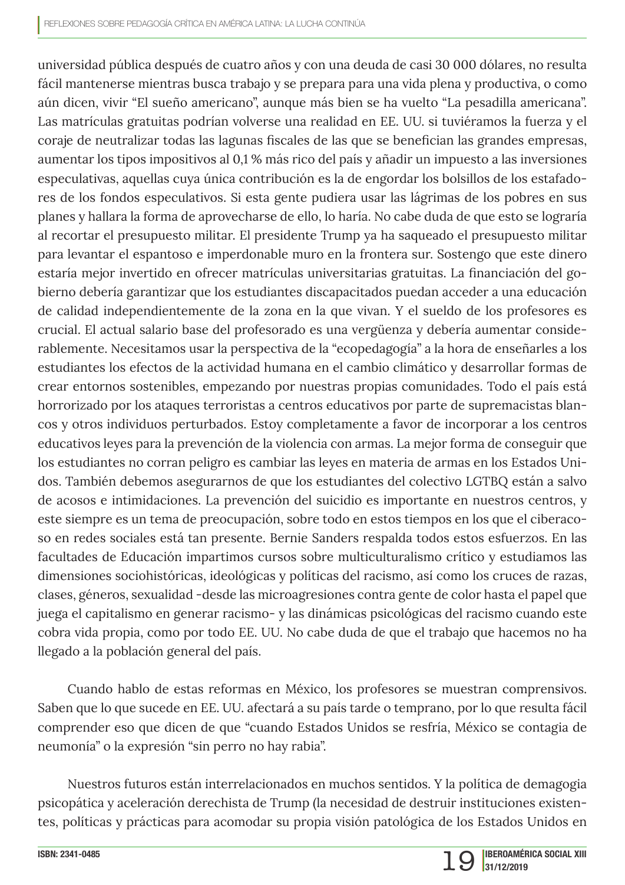universidad pública después de cuatro años y con una deuda de casi 30 000 dólares, no resulta fácil mantenerse mientras busca trabajo y se prepara para una vida plena y productiva, o como aún dicen, vivir "El sueño americano", aunque más bien se ha vuelto "La pesadilla americana". Las matrículas gratuitas podrían volverse una realidad en EE. UU. si tuviéramos la fuerza y el coraje de neutralizar todas las lagunas fiscales de las que se benefician las grandes empresas, aumentar los tipos impositivos al 0,1 % más rico del país y añadir un impuesto a las inversiones especulativas, aquellas cuya única contribución es la de engordar los bolsillos de los estafadores de los fondos especulativos. Si esta gente pudiera usar las lágrimas de los pobres en sus planes y hallara la forma de aprovecharse de ello, lo haría. No cabe duda de que esto se lograría al recortar el presupuesto militar. El presidente Trump ya ha saqueado el presupuesto militar para levantar el espantoso e imperdonable muro en la frontera sur. Sostengo que este dinero estaría mejor invertido en ofrecer matrículas universitarias gratuitas. La financiación del gobierno debería garantizar que los estudiantes discapacitados puedan acceder a una educación de calidad independientemente de la zona en la que vivan. Y el sueldo de los profesores es crucial. El actual salario base del profesorado es una vergüenza y debería aumentar considerablemente. Necesitamos usar la perspectiva de la "ecopedagogía" a la hora de enseñarles a los estudiantes los efectos de la actividad humana en el cambio climático y desarrollar formas de crear entornos sostenibles, empezando por nuestras propias comunidades. Todo el país está horrorizado por los ataques terroristas a centros educativos por parte de supremacistas blancos y otros individuos perturbados. Estoy completamente a favor de incorporar a los centros educativos leyes para la prevención de la violencia con armas. La mejor forma de conseguir que los estudiantes no corran peligro es cambiar las leyes en materia de armas en los Estados Unidos. También debemos asegurarnos de que los estudiantes del colectivo LGTBQ están a salvo de acosos e intimidaciones. La prevención del suicidio es importante en nuestros centros, y este siempre es un tema de preocupación, sobre todo en estos tiempos en los que el ciberacoso en redes sociales está tan presente. Bernie Sanders respalda todos estos esfuerzos. En las facultades de Educación impartimos cursos sobre multiculturalismo crítico y estudiamos las dimensiones sociohistóricas, ideológicas y políticas del racismo, así como los cruces de razas, clases, géneros, sexualidad -desde las microagresiones contra gente de color hasta el papel que juega el capitalismo en generar racismo- y las dinámicas psicológicas del racismo cuando este cobra vida propia, como por todo EE. UU. No cabe duda de que el trabajo que hacemos no ha llegado a la población general del país.

Cuando hablo de estas reformas en México, los profesores se muestran comprensivos. Saben que lo que sucede en EE. UU. afectará a su país tarde o temprano, por lo que resulta fácil comprender eso que dicen de que "cuando Estados Unidos se resfría, México se contagia de neumonía" o la expresión "sin perro no hay rabia".

Nuestros futuros están interrelacionados en muchos sentidos. Y la política de demagogia psicopática y aceleración derechista de Trump (la necesidad de destruir instituciones existentes, políticas y prácticas para acomodar su propia visión patológica de los Estados Unidos en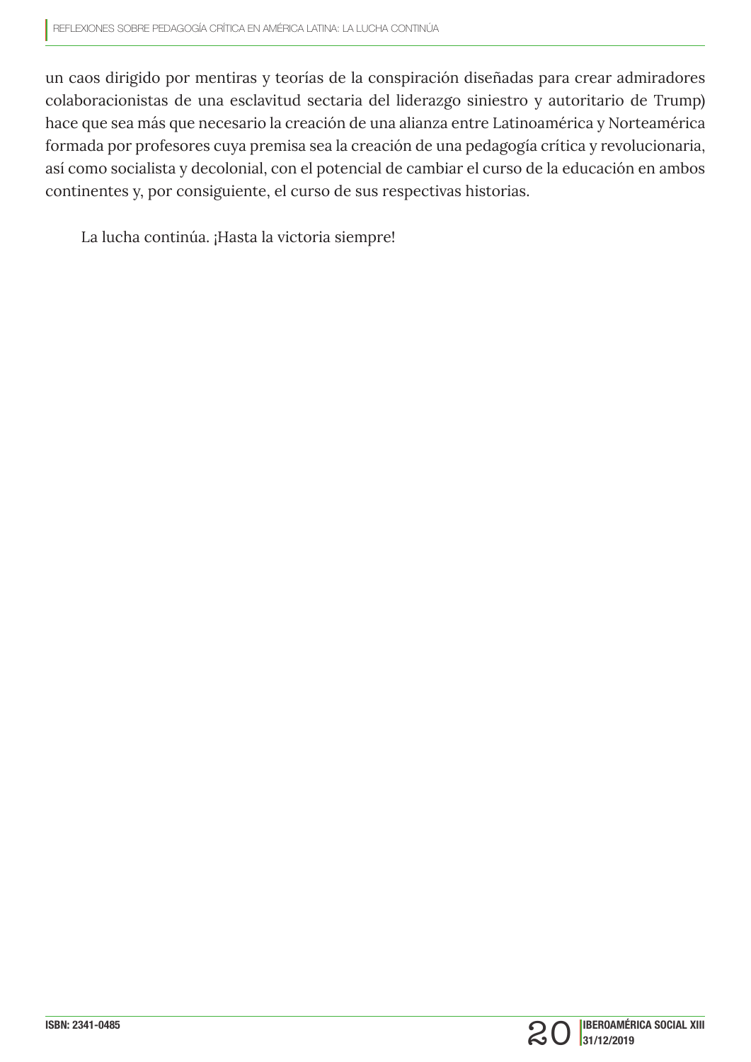un caos dirigido por mentiras y teorías de la conspiración diseñadas para crear admiradores colaboracionistas de una esclavitud sectaria del liderazgo siniestro y autoritario de Trump) hace que sea más que necesario la creación de una alianza entre Latinoamérica y Norteamérica formada por profesores cuya premisa sea la creación de una pedagogía crítica y revolucionaria, así como socialista y decolonial, con el potencial de cambiar el curso de la educación en ambos continentes y, por consiguiente, el curso de sus respectivas historias.

La lucha continúa. ¡Hasta la victoria siempre!